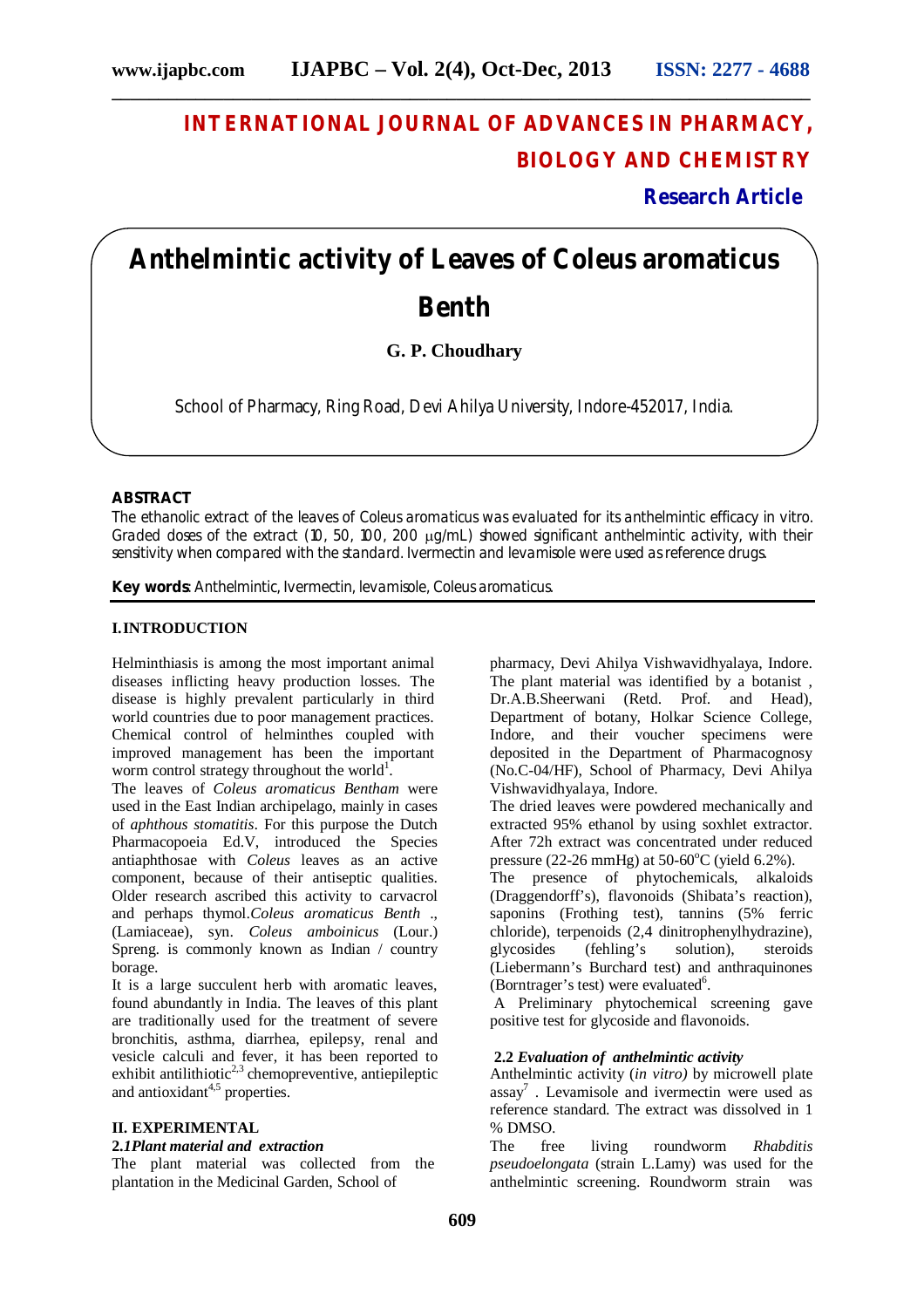# INTERNATIONAL JOURNAL OF ADVANCES IN PHARMACY, BIOLOGY AND CHEMISTRY

**Research Article**

# Anthelmintic activity of Leaves of Coleus aromaticus Benth

**G. P. Choudhary**

School of Pharmacy, Ring Road, Devi Ahilya University, Indore-452017, India.

## ABSTRACT

The ethanolic extract of the leaves of Coleus aromaticus was evaluated for its anthelmintic efficacy in vitro. Graded doses of the extract (10, 50, 100, 200 μg/mL) showed significant anthelmintic activity, with their sensitivity when compared with the standard. Ivermectin and levamisole were used as reference drugs.

**Key words**: Anthelmintic, Ivermectin, levamisole, Coleus aromaticus.

## I. INTRODUCTION

Helminthiasis is among the most important animal diseases inflicting heavy production losses. The disease is highly prevalent particularly in third world countries due to poor management practices. Chemical control of helminthes coupled with improved management has been the important worm control strategy throughout the world[1].

The leaves of *Coleus aromaticus Bentham* were used in the East Indian archipelago, mainly in cases of *aphthous stomatitis*. For this purpose the Dutch Pharmacopoeia Ed.V, introduced the Species antiaphthosae with *Coleus* leaves as an active component, because of their antiseptic qualities. Older research ascribed this activity to carvacrol and perhaps thymol.*Coleus aromaticus Benth* ., (Lamiaceae), syn. *Coleus amboinicus* (Lour.) Spreng. is commonly known as Indian / country borage.

It is a large succulent herb with aromatic leaves, found abundantly in India. The leaves of this plant are traditionally used for the treatment of severe bronchitis, asthma, diarrhea, epilepsy, renal and vesicle calculi and fever, it has been reported to exhibit antilithiotic[2,3] chemopreventive, antiepileptic and antioxidant[4,5] properties.

## II. EXPERIMENTAL

### 2.1 *Plant material and extraction*

The plant material was collected from the plantation in the Medicinal Garden, School of pharmacy, Devi Ahilya Vishwavidhyalaya, Indore. The plant material was identified by a botanist , Dr.A.B.Sheerwani (Retd. Prof. and Head), Department of botany, Holkar Science College, Indore, and their voucher specimens were deposited in the Department of Pharmacognosy (No.C-04/HF), School of Pharmacy, Devi Ahilya Vishwavidhyalaya, Indore.

The dried leaves were powdered mechanically and extracted 95% ethanol by using soxhlet extractor. After 72h extract was concentrated under reduced pressure (22-26 mmHg) at 50-60°C (yield 6.2%).

The presence of phytochemicals, alkaloids (Draggendorff's), flavonoids (Shibata's reaction), saponins (Frothing test), tannins (5% ferric chloride), terpenoids (2,4 dinitrophenylhydrazine), glycosides (fehling's solution), steroids (Liebermann's Burchard test) and anthraquinones (Borntrager's test) were evaluated[6].

A Preliminary phytochemical screening gave positive test for glycoside and flavonoids.

### 2.2 *Evaluation of anthelmintic activity*

Anthelmintic activity (*in vitro)* by microwell plate assay[7] . Levamisole and ivermectin were used as reference standard. The extract was dissolved in 1 % DMSO.

The free living roundworm *Rhabditis pseudoelongata* (strain L.Lamy) was used for the anthelmintic screening. Roundworm strain was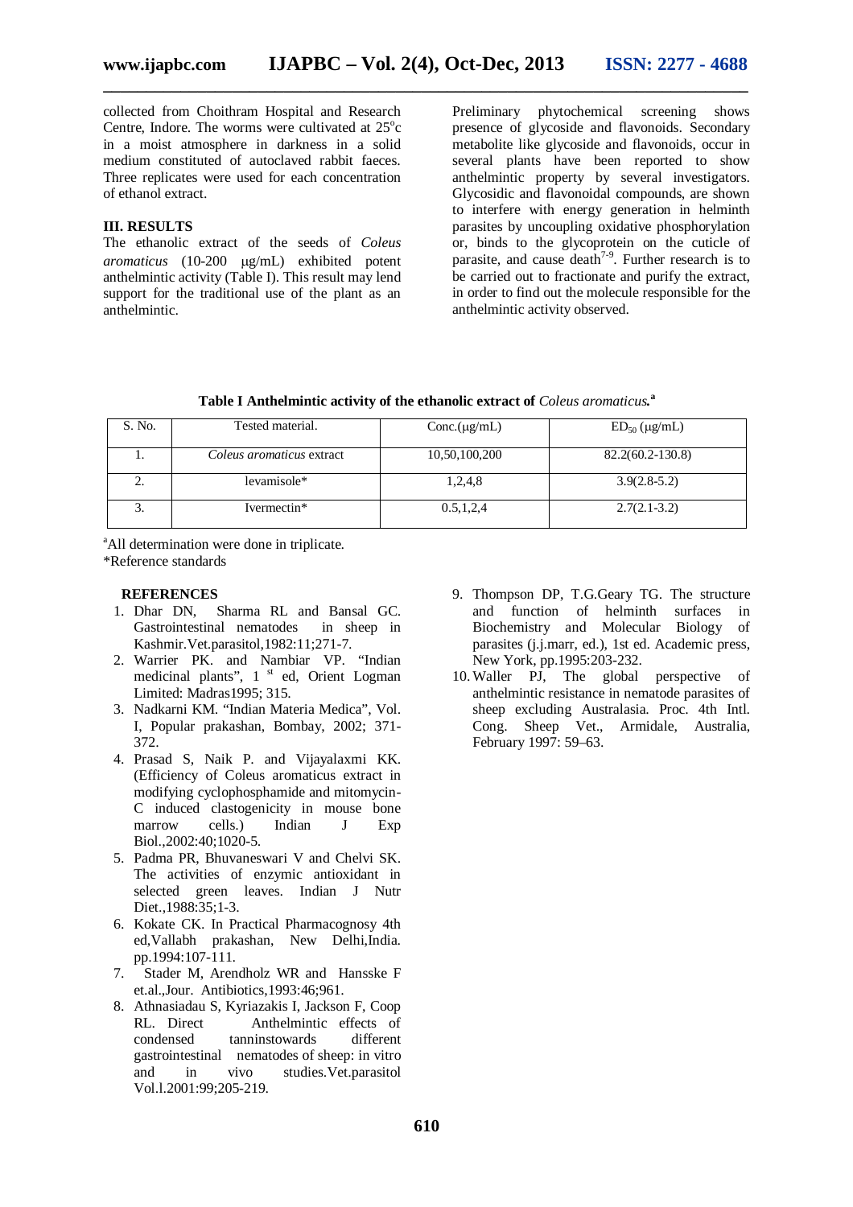collected from Choithram Hospital and Research Centre, Indore. The worms were cultivated at 25$^{o}$c in a moist atmosphere in darkness in a solid medium constituted of autoclaved rabbit faeces. Three replicates were used for each concentration of ethanol extract.

## III. RESULTS

The ethanolic extract of the seeds of *Coleus aromaticus* (10-200 µg/mL) exhibited potent anthelmintic activity (Table I). This result may lend support for the traditional use of the plant as an anthelmintic.

Preliminary phytochemical screening shows presence of glycoside and flavonoids. Secondary metabolite like glycoside and flavonoids, occur in several plants have been reported to show anthelmintic property by several investigators. Glycosidic and flavonoidal compounds, are shown to interfere with energy generation in helminth parasites by uncoupling oxidative phosphorylation or, binds to the glycoprotein on the cuticle of parasite, and cause death[7-9]. Further research is to be carried out to fractionate and purify the extract, in order to find out the molecule responsible for the anthelmintic activity observed.

**Table I Anthelmintic activity of the ethanolic extract of *Coleus aromaticus*.[a]**

| S. No. | Tested material. | Conc.(µg/mL) | $ED_{50}$ (µg/mL) |
|---|---|---|---|
| 1. | *Coleus aromaticus* extract | 10,50,100,200 | 82.2(60.2-130.8) |
| 2. | levamisole* | 1,2,4,8 | 3.9(2.8-5.2) |
| 3. | Ivermectin* | 0.5,1,2,4 | 2.7(2.1-3.2) |

[a]All determination were done in triplicate.
*Reference standards

## REFERENCES

1. Dhar DN, Sharma RL and Bansal GC. Gastrointestinal nematodes in sheep in Kashmir.Vet.parasitol,1982:11;271-7.
2. Warrier PK. and Nambiar VP. "Indian medicinal plants", 1 st ed, Orient Logman Limited: Madras1995; 315.
3. Nadkarni KM. "Indian Materia Medica", Vol. I, Popular prakashan, Bombay, 2002; 371-372.
4. Prasad S, Naik P. and Vijayalaxmi KK. (Efficiency of Coleus aromaticus extract in modifying cyclophosphamide and mitomycin-C induced clastogenicity in mouse bone marrow cells.) Indian J Exp Biol.,2002:40;1020-5.
5. Padma PR, Bhuvaneswari V and Chelvi SK. The activities of enzymic antioxidant in selected green leaves. Indian J Nutr Diet.,1988:35;1-3.
6. Kokate CK. In Practical Pharmacognosy 4th ed,Vallabh prakashan, New Delhi,India. pp.1994:107-111.
7. Stader M, Arendholz WR and Hansske F et.al.,Jour. Antibiotics,1993:46;961.
8. Athnasiadau S, Kyriazakis I, Jackson F, Coop RL. Direct Anthelmintic effects of condensed tanninstowards different gastrointestinal nematodes of sheep: in vitro and in vivo studies.Vet.parasitol Vol.l.2001:99;205-219.
9. Thompson DP, T.G.Geary TG. The structure and function of helminth surfaces in Biochemistry and Molecular Biology of parasites (j.j.marr, ed.), 1st ed. Academic press, New York, pp.1995:203-232.
10. Waller PJ, The global perspective of anthelmintic resistance in nematode parasites of sheep excluding Australasia. Proc. 4th Intl. Cong. Sheep Vet., Armidale, Australia, February 1997: 59–63.